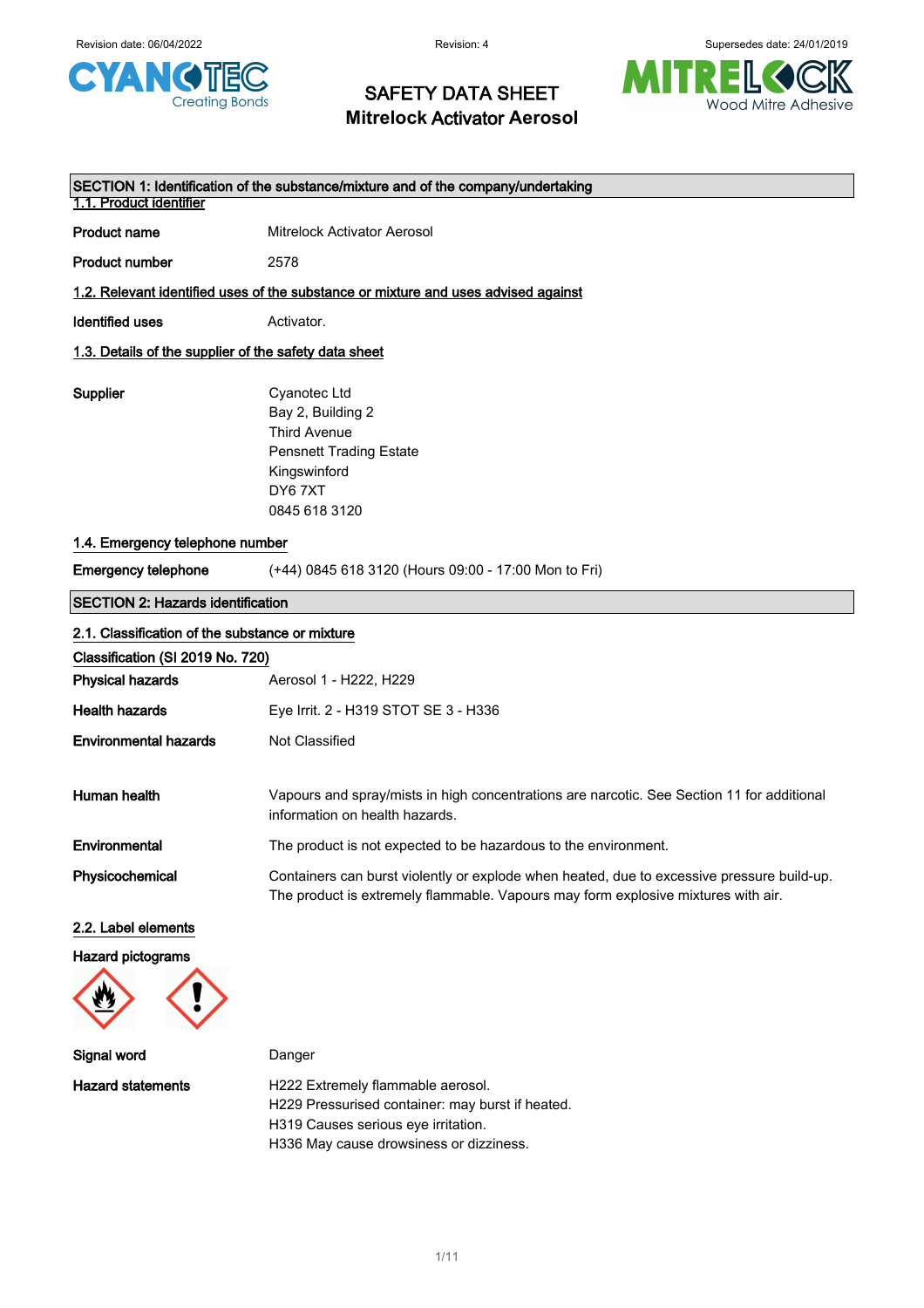Revision date: 06/04/2022 Revision: 4 Supersedes date: 24/01/2019

# SAFETY DATA SHEET
# Mitrelock Activator Aerosol

## SECTION 1: Identification of the substance/mixture and of the company/undertaking

### 1.1. Product identifier

**Product name** Mitrelock Activator Aerosol

**Product number** 2578

### 1.2. Relevant identified uses of the substance or mixture and uses advised against

**Identified uses** Activator.

### 1.3. Details of the supplier of the safety data sheet

**Supplier**
Cyanotec Ltd
Bay 2, Building 2
Third Avenue
Pensnett Trading Estate
Kingswinford
DY6 7XT
0845 618 3120

### 1.4. Emergency telephone number

**Emergency telephone** (+44) 0845 618 3120 (Hours 09:00 - 17:00 Mon to Fri)

## SECTION 2: Hazards identification

### 2.1. Classification of the substance or mixture

**Classification (SI 2019 No. 720)**

**Physical hazards** Aerosol 1 - H222, H229

**Health hazards** Eye Irrit. 2 - H319 STOT SE 3 - H336

**Environmental hazards** Not Classified

**Human health** Vapours and spray/mists in high concentrations are narcotic. See Section 11 for additional information on health hazards.

**Environmental** The product is not expected to be hazardous to the environment.

**Physicochemical** Containers can burst violently or explode when heated, due to excessive pressure build-up. The product is extremely flammable. Vapours may form explosive mixtures with air.

### 2.2. Label elements

**Hazard pictograms**

**Signal word** Danger

**Hazard statements**
H222 Extremely flammable aerosol.
H229 Pressurised container: may burst if heated.
H319 Causes serious eye irritation.
H336 May cause drowsiness or dizziness.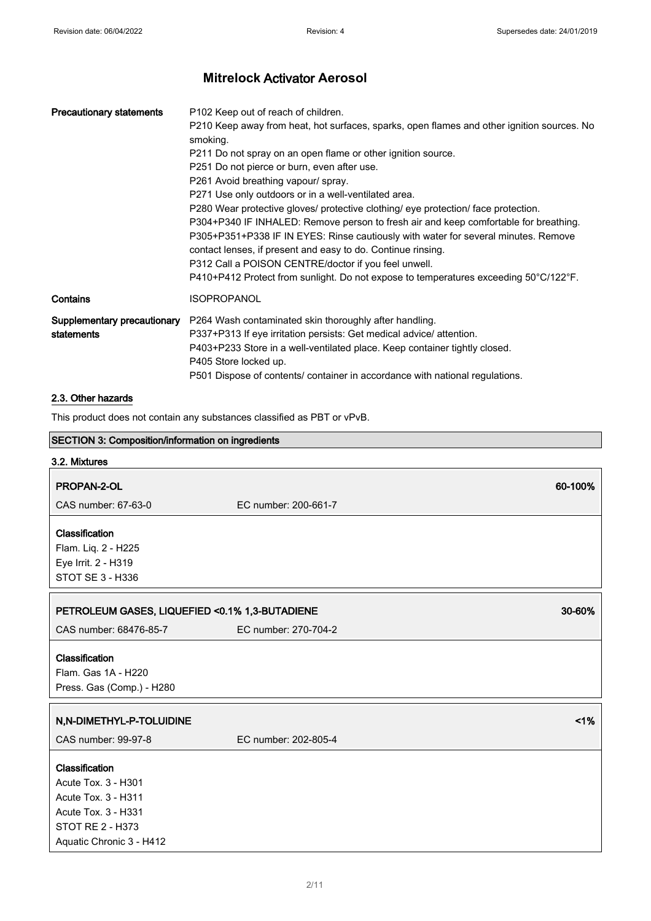# Mitrelock Activator Aerosol

| | |
|---|---|
| **Precautionary statements** | P102 Keep out of reach of children.<br>P210 Keep away from heat, hot surfaces, sparks, open flames and other ignition sources. No smoking.<br>P211 Do not spray on an open flame or other ignition source.<br>P251 Do not pierce or burn, even after use.<br>P261 Avoid breathing vapour/ spray.<br>P271 Use only outdoors or in a well-ventilated area.<br>P280 Wear protective gloves/ protective clothing/ eye protection/ face protection.<br>P304+P340 IF INHALED: Remove person to fresh air and keep comfortable for breathing.<br>P305+P351+P338 IF IN EYES: Rinse cautiously with water for several minutes. Remove contact lenses, if present and easy to do. Continue rinsing.<br>P312 Call a POISON CENTRE/doctor if you feel unwell.<br>P410+P412 Protect from sunlight. Do not expose to temperatures exceeding 50°C/122°F. |
| **Contains** | ISOPROPANOL |
| **Supplementary precautionary statements** | P264 Wash contaminated skin thoroughly after handling.<br>P337+P313 If eye irritation persists: Get medical advice/ attention.<br>P403+P233 Store in a well-ventilated place. Keep container tightly closed.<br>P405 Store locked up.<br>P501 Dispose of contents/ container in accordance with national regulations. |

## 2.3. Other hazards

This product does not contain any substances classified as PBT or vPvB.

## SECTION 3: Composition/information on ingredients

### 3.2. Mixtures

**PROPAN-2-OL** — 60-100%

CAS number: 67-63-0 EC number: 200-661-7

**Classification**
Flam. Liq. 2 - H225
Eye Irrit. 2 - H319
STOT SE 3 - H336

**PETROLEUM GASES, LIQUEFIED <0.1% 1,3-BUTADIENE** — 30-60%

CAS number: 68476-85-7 EC number: 270-704-2

**Classification**
Flam. Gas 1A - H220
Press. Gas (Comp.) - H280

**N,N-DIMETHYL-P-TOLUIDINE** — <1%

CAS number: 99-97-8 EC number: 202-805-4

**Classification**
Acute Tox. 3 - H301
Acute Tox. 3 - H311
Acute Tox. 3 - H331
STOT RE 2 - H373
Aquatic Chronic 3 - H412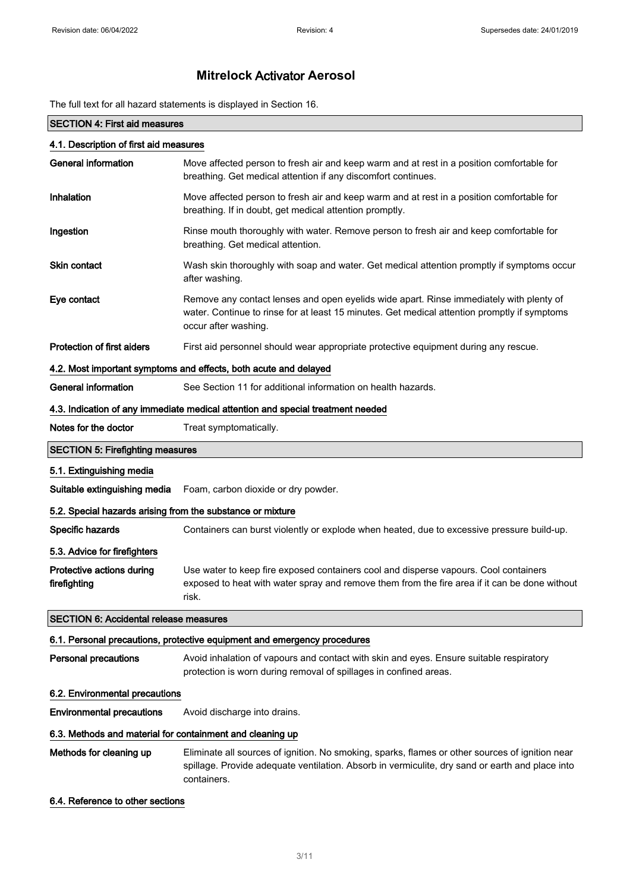# Mitrelock Activator Aerosol

The full text for all hazard statements is displayed in Section 16.

## SECTION 4: First aid measures

### 4.1. Description of first aid measures

| | |
|---|---|
| **General information** | Move affected person to fresh air and keep warm and at rest in a position comfortable for breathing. Get medical attention if any discomfort continues. |
| **Inhalation** | Move affected person to fresh air and keep warm and at rest in a position comfortable for breathing. If in doubt, get medical attention promptly. |
| **Ingestion** | Rinse mouth thoroughly with water. Remove person to fresh air and keep comfortable for breathing. Get medical attention. |
| **Skin contact** | Wash skin thoroughly with soap and water. Get medical attention promptly if symptoms occur after washing. |
| **Eye contact** | Remove any contact lenses and open eyelids wide apart. Rinse immediately with plenty of water. Continue to rinse for at least 15 minutes. Get medical attention promptly if symptoms occur after washing. |
| **Protection of first aiders** | First aid personnel should wear appropriate protective equipment during any rescue. |

### 4.2. Most important symptoms and effects, both acute and delayed

| | |
|---|---|
| **General information** | See Section 11 for additional information on health hazards. |

### 4.3. Indication of any immediate medical attention and special treatment needed

| | |
|---|---|
| **Notes for the doctor** | Treat symptomatically. |

## SECTION 5: Firefighting measures

### 5.1. Extinguishing media

| | |
|---|---|
| **Suitable extinguishing media** | Foam, carbon dioxide or dry powder. |

### 5.2. Special hazards arising from the substance or mixture

| | |
|---|---|
| **Specific hazards** | Containers can burst violently or explode when heated, due to excessive pressure build-up. |

### 5.3. Advice for firefighters

| | |
|---|---|
| **Protective actions during firefighting** | Use water to keep fire exposed containers cool and disperse vapours. Cool containers exposed to heat with water spray and remove them from the fire area if it can be done without risk. |

## SECTION 6: Accidental release measures

### 6.1. Personal precautions, protective equipment and emergency procedures

| | |
|---|---|
| **Personal precautions** | Avoid inhalation of vapours and contact with skin and eyes. Ensure suitable respiratory protection is worn during removal of spillages in confined areas. |

### 6.2. Environmental precautions

| | |
|---|---|
| **Environmental precautions** | Avoid discharge into drains. |

### 6.3. Methods and material for containment and cleaning up

| | |
|---|---|
| **Methods for cleaning up** | Eliminate all sources of ignition. No smoking, sparks, flames or other sources of ignition near spillage. Provide adequate ventilation. Absorb in vermiculite, dry sand or earth and place into containers. |

### 6.4. Reference to other sections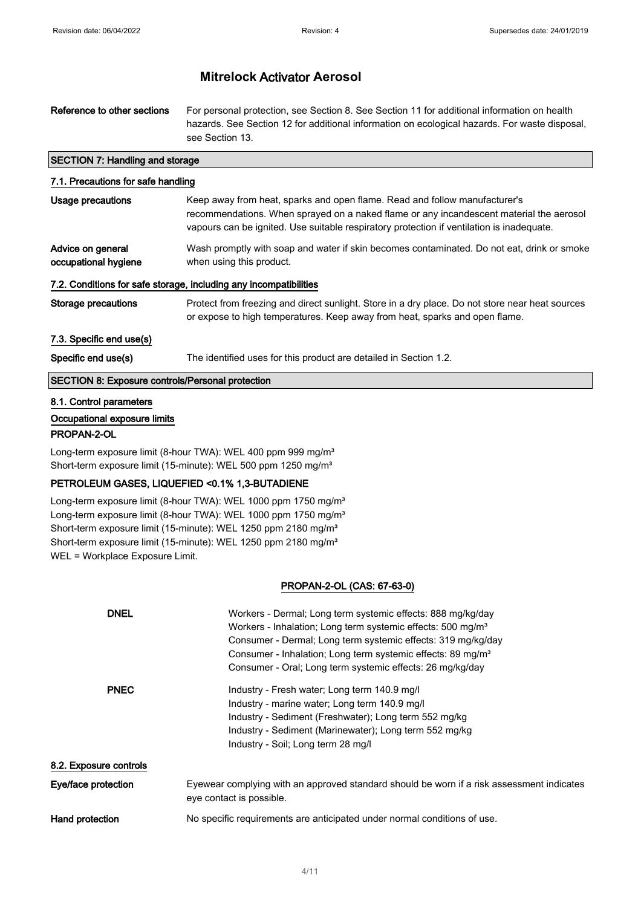# Mitrelock Activator Aerosol

| | |
|---|---|
| **Reference to other sections** | For personal protection, see Section 8. See Section 11 for additional information on health hazards. See Section 12 for additional information on ecological hazards. For waste disposal, see Section 13. |

## SECTION 7: Handling and storage

### 7.1. Precautions for safe handling

| | |
|---|---|
| **Usage precautions** | Keep away from heat, sparks and open flame. Read and follow manufacturer's recommendations. When sprayed on a naked flame or any incandescent material the aerosol vapours can be ignited. Use suitable respiratory protection if ventilation is inadequate. |
| **Advice on general occupational hygiene** | Wash promptly with soap and water if skin becomes contaminated. Do not eat, drink or smoke when using this product. |

### 7.2. Conditions for safe storage, including any incompatibilities

| | |
|---|---|
| **Storage precautions** | Protect from freezing and direct sunlight. Store in a dry place. Do not store near heat sources or expose to high temperatures. Keep away from heat, sparks and open flame. |

### 7.3. Specific end use(s)

| | |
|---|---|
| **Specific end use(s)** | The identified uses for this product are detailed in Section 1.2. |

## SECTION 8: Exposure controls/Personal protection

### 8.1. Control parameters

**Occupational exposure limits**

**PROPAN-2-OL**

Long-term exposure limit (8-hour TWA): WEL 400 ppm 999 mg/m³
Short-term exposure limit (15-minute): WEL 500 ppm 1250 mg/m³

**PETROLEUM GASES, LIQUEFIED <0.1% 1,3-BUTADIENE**

Long-term exposure limit (8-hour TWA): WEL 1000 ppm 1750 mg/m³
Long-term exposure limit (8-hour TWA): WEL 1000 ppm 1750 mg/m³
Short-term exposure limit (15-minute): WEL 1250 ppm 2180 mg/m³
Short-term exposure limit (15-minute): WEL 1250 ppm 2180 mg/m³
WEL = Workplace Exposure Limit.

**PROPAN-2-OL (CAS: 67-63-0)**

| | |
|---|---|
| **DNEL** | Workers - Dermal; Long term systemic effects: 888 mg/kg/day<br>Workers - Inhalation; Long term systemic effects: 500 mg/m³<br>Consumer - Dermal; Long term systemic effects: 319 mg/kg/day<br>Consumer - Inhalation; Long term systemic effects: 89 mg/m³<br>Consumer - Oral; Long term systemic effects: 26 mg/kg/day |
| **PNEC** | Industry - Fresh water; Long term 140.9 mg/l<br>Industry - marine water; Long term 140.9 mg/l<br>Industry - Sediment (Freshwater); Long term 552 mg/kg<br>Industry - Sediment (Marinewater); Long term 552 mg/kg<br>Industry - Soil; Long term 28 mg/l |

### 8.2. Exposure controls

| | |
|---|---|
| **Eye/face protection** | Eyewear complying with an approved standard should be worn if a risk assessment indicates eye contact is possible. |
| **Hand protection** | No specific requirements are anticipated under normal conditions of use. |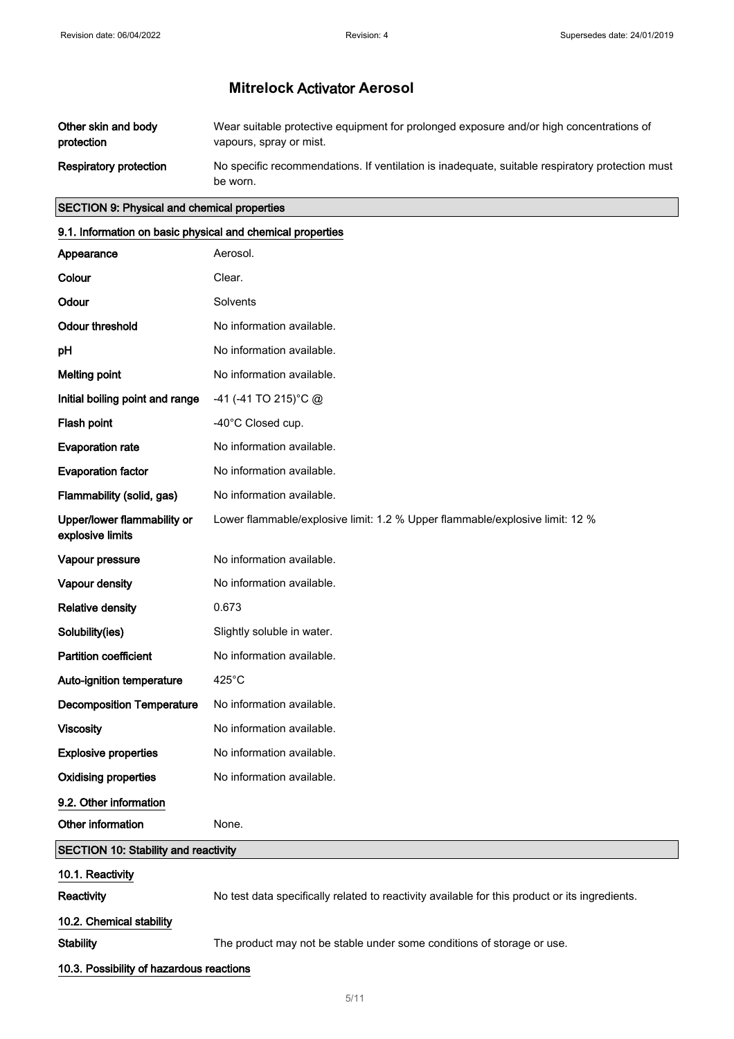# Mitrelock Activator Aerosol

| | |
|---|---|
| **Other skin and body protection** | Wear suitable protective equipment for prolonged exposure and/or high concentrations of vapours, spray or mist. |
| **Respiratory protection** | No specific recommendations. If ventilation is inadequate, suitable respiratory protection must be worn. |

## SECTION 9: Physical and chemical properties

### 9.1. Information on basic physical and chemical properties

| | |
|---|---|
| **Appearance** | Aerosol. |
| **Colour** | Clear. |
| **Odour** | Solvents |
| **Odour threshold** | No information available. |
| **pH** | No information available. |
| **Melting point** | No information available. |
| **Initial boiling point and range** | -41 (-41 TO 215)°C @ |
| **Flash point** | -40°C Closed cup. |
| **Evaporation rate** | No information available. |
| **Evaporation factor** | No information available. |
| **Flammability (solid, gas)** | No information available. |
| **Upper/lower flammability or explosive limits** | Lower flammable/explosive limit: 1.2 % Upper flammable/explosive limit: 12 % |
| **Vapour pressure** | No information available. |
| **Vapour density** | No information available. |
| **Relative density** | 0.673 |
| **Solubility(ies)** | Slightly soluble in water. |
| **Partition coefficient** | No information available. |
| **Auto-ignition temperature** | 425°C |
| **Decomposition Temperature** | No information available. |
| **Viscosity** | No information available. |
| **Explosive properties** | No information available. |
| **Oxidising properties** | No information available. |

### 9.2. Other information

| | |
|---|---|
| **Other information** | None. |

## SECTION 10: Stability and reactivity

### 10.1. Reactivity

| | |
|---|---|
| **Reactivity** | No test data specifically related to reactivity available for this product or its ingredients. |

### 10.2. Chemical stability

| | |
|---|---|
| **Stability** | The product may not be stable under some conditions of storage or use. |

### 10.3. Possibility of hazardous reactions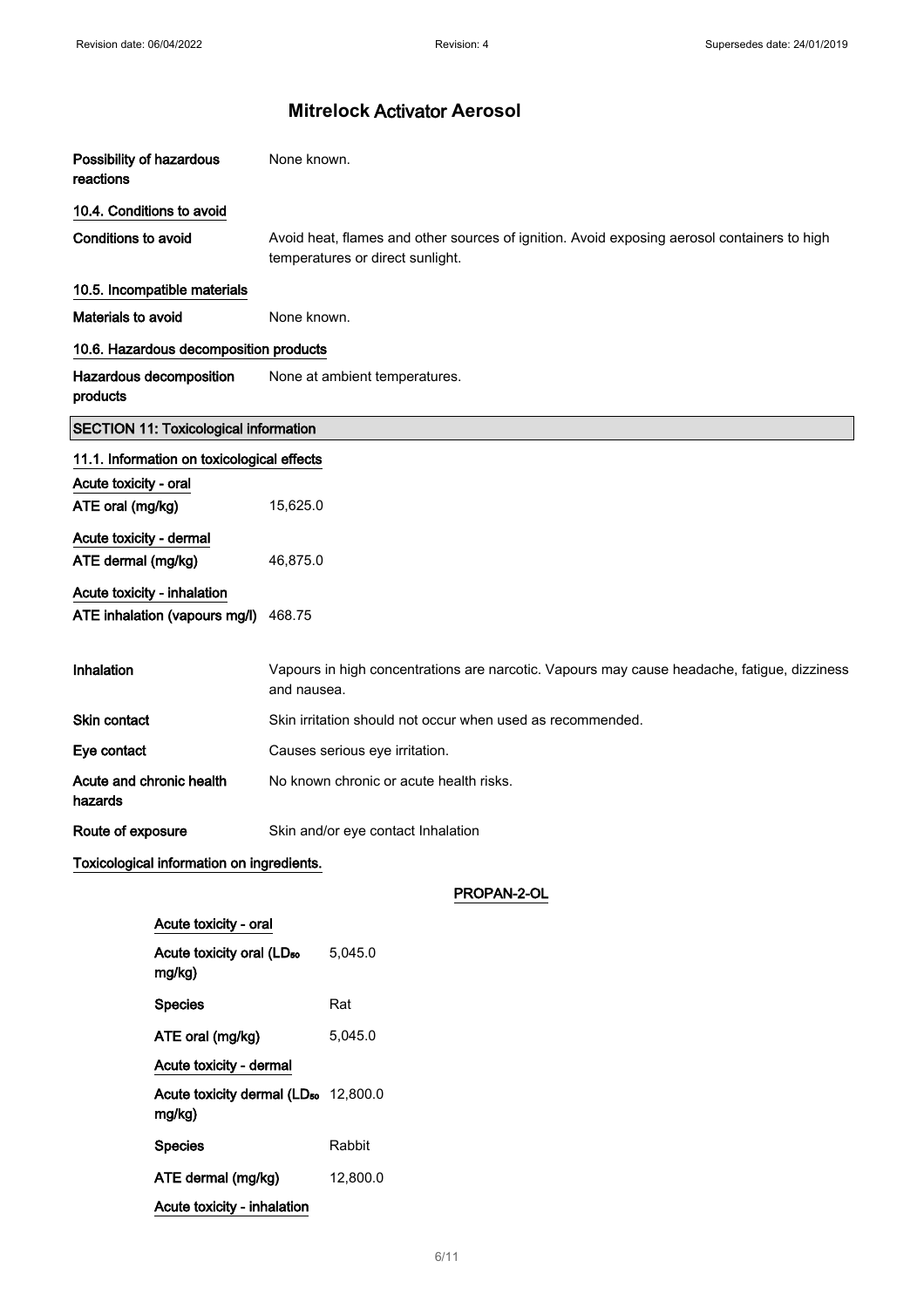# Mitrelock Activator Aerosol

| | |
|---|---|
| **Possibility of hazardous reactions** | None known. |

**10.4. Conditions to avoid**

| | |
|---|---|
| **Conditions to avoid** | Avoid heat, flames and other sources of ignition. Avoid exposing aerosol containers to high temperatures or direct sunlight. |

**10.5. Incompatible materials**

| | |
|---|---|
| **Materials to avoid** | None known. |

**10.6. Hazardous decomposition products**

| | |
|---|---|
| **Hazardous decomposition products** | None at ambient temperatures. |

## SECTION 11: Toxicological information

**11.1. Information on toxicological effects**

**Acute toxicity - oral**

| | |
|---|---|
| **ATE oral (mg/kg)** | 15,625.0 |

**Acute toxicity - dermal**

| | |
|---|---|
| **ATE dermal (mg/kg)** | 46,875.0 |

**Acute toxicity - inhalation**

| | |
|---|---|
| **ATE inhalation (vapours mg/l)** | 468.75 |

| | |
|---|---|
| **Inhalation** | Vapours in high concentrations are narcotic. Vapours may cause headache, fatigue, dizziness and nausea. |
| **Skin contact** | Skin irritation should not occur when used as recommended. |
| **Eye contact** | Causes serious eye irritation. |
| **Acute and chronic health hazards** | No known chronic or acute health risks. |
| **Route of exposure** | Skin and/or eye contact Inhalation |

**Toxicological information on ingredients.**

**PROPAN-2-OL**

**Acute toxicity - oral**

| | |
|---|---|
| **Acute toxicity oral ($LD_{50}$ mg/kg)** | 5,045.0 |
| **Species** | Rat |
| **ATE oral (mg/kg)** | 5,045.0 |

**Acute toxicity - dermal**

| | |
|---|---|
| **Acute toxicity dermal ($LD_{50}$ mg/kg)** | 12,800.0 |
| **Species** | Rabbit |
| **ATE dermal (mg/kg)** | 12,800.0 |

**Acute toxicity - inhalation**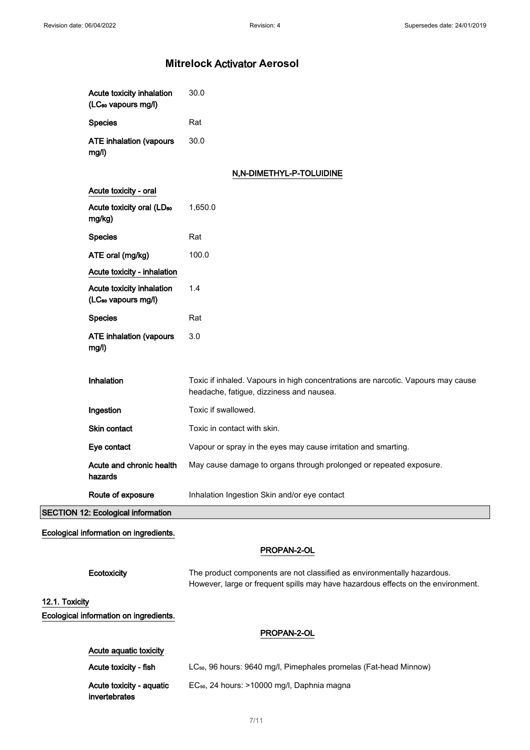| | |
|---|---|
| Acute toxicity inhalation ($LC_{50}$ vapours mg/l) | 30.0 |
| Species | Rat |
| ATE inhalation (vapours mg/l) | 30.0 |

**N,N-DIMETHYL-P-TOLUIDINE**

| | |
|---|---|
| Acute toxicity - oral | |
| Acute toxicity oral ($LD_{50}$ mg/kg) | 1,650.0 |
| Species | Rat |
| ATE oral (mg/kg) | 100.0 |
| Acute toxicity - inhalation | |
| Acute toxicity inhalation ($LC_{50}$ vapours mg/l) | 1.4 |
| Species | Rat |
| ATE inhalation (vapours mg/l) | 3.0 |

| | |
|---|---|
| Inhalation | Toxic if inhaled. Vapours in high concentrations are narcotic. Vapours may cause headache, fatigue, dizziness and nausea. |
| Ingestion | Toxic if swallowed. |
| Skin contact | Toxic in contact with skin. |
| Eye contact | Vapour or spray in the eyes may cause irritation and smarting. |
| Acute and chronic health hazards | May cause damage to organs through prolonged or repeated exposure. |
| Route of exposure | Inhalation Ingestion Skin and/or eye contact |

## SECTION 12: Ecological information

**Ecological information on ingredients.**

**PROPAN-2-OL**

| | |
|---|---|
| Ecotoxicity | The product components are not classified as environmentally hazardous. However, large or frequent spills may have hazardous effects on the environment. |

### 12.1. Toxicity

**Ecological information on ingredients.**

**PROPAN-2-OL**

| | |
|---|---|
| Acute aquatic toxicity | |
| Acute toxicity - fish | $LC_{50}$, 96 hours: 9640 mg/l, Pimephales promelas (Fat-head Minnow) |
| Acute toxicity - aquatic invertebrates | $EC_{50}$, 24 hours: >10000 mg/l, Daphnia magna |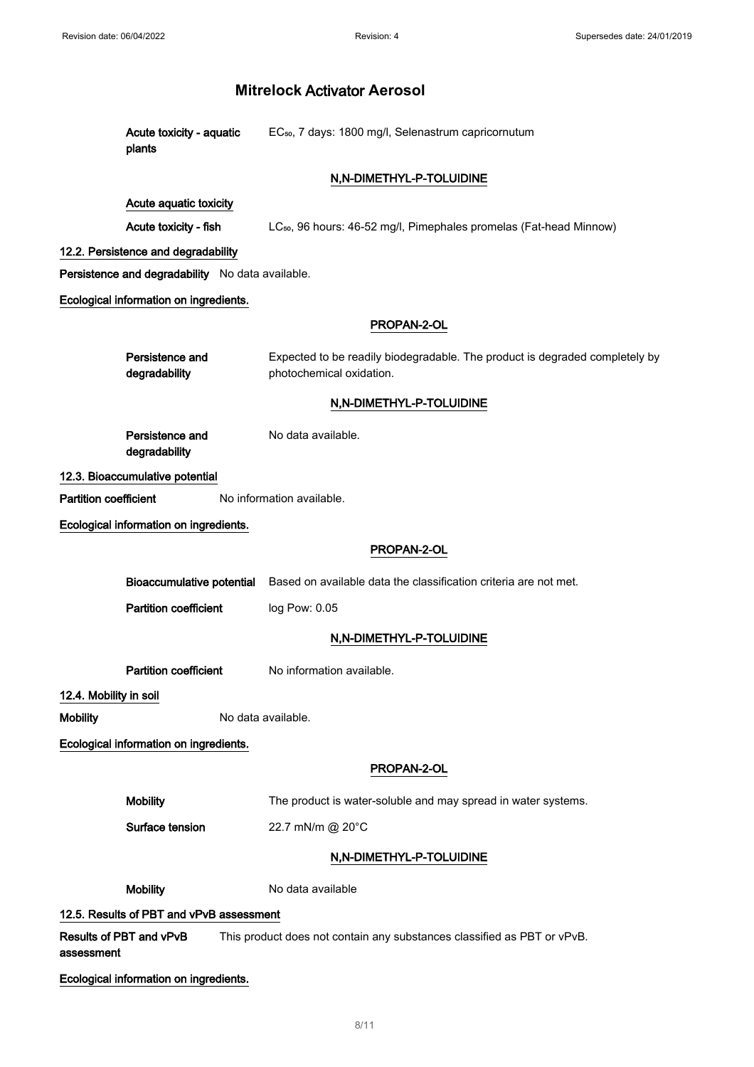# Mitrelock Activator Aerosol

**Acute toxicity - aquatic plants**: $EC_{50}$, 7 days: 1800 mg/l, Selenastrum capricornutum

### N,N-DIMETHYL-P-TOLUIDINE

**Acute aquatic toxicity**

**Acute toxicity - fish**: $LC_{50}$, 96 hours: 46-52 mg/l, Pimephales promelas (Fat-head Minnow)

## 12.2. Persistence and degradability

**Persistence and degradability** No data available.

**Ecological information on ingredients.**

### PROPAN-2-OL

**Persistence and degradability**: Expected to be readily biodegradable. The product is degraded completely by photochemical oxidation.

### N,N-DIMETHYL-P-TOLUIDINE

**Persistence and degradability**: No data available.

## 12.3. Bioaccumulative potential

**Partition coefficient** No information available.

**Ecological information on ingredients.**

### PROPAN-2-OL

**Bioaccumulative potential**: Based on available data the classification criteria are not met.

**Partition coefficient**: log Pow: 0.05

### N,N-DIMETHYL-P-TOLUIDINE

**Partition coefficient**: No information available.

## 12.4. Mobility in soil

**Mobility** No data available.

**Ecological information on ingredients.**

### PROPAN-2-OL

**Mobility**: The product is water-soluble and may spread in water systems.

**Surface tension**: 22.7 mN/m @ 20°C

### N,N-DIMETHYL-P-TOLUIDINE

**Mobility**: No data available

## 12.5. Results of PBT and vPvB assessment

**Results of PBT and vPvB assessment**: This product does not contain any substances classified as PBT or vPvB.

**Ecological information on ingredients.**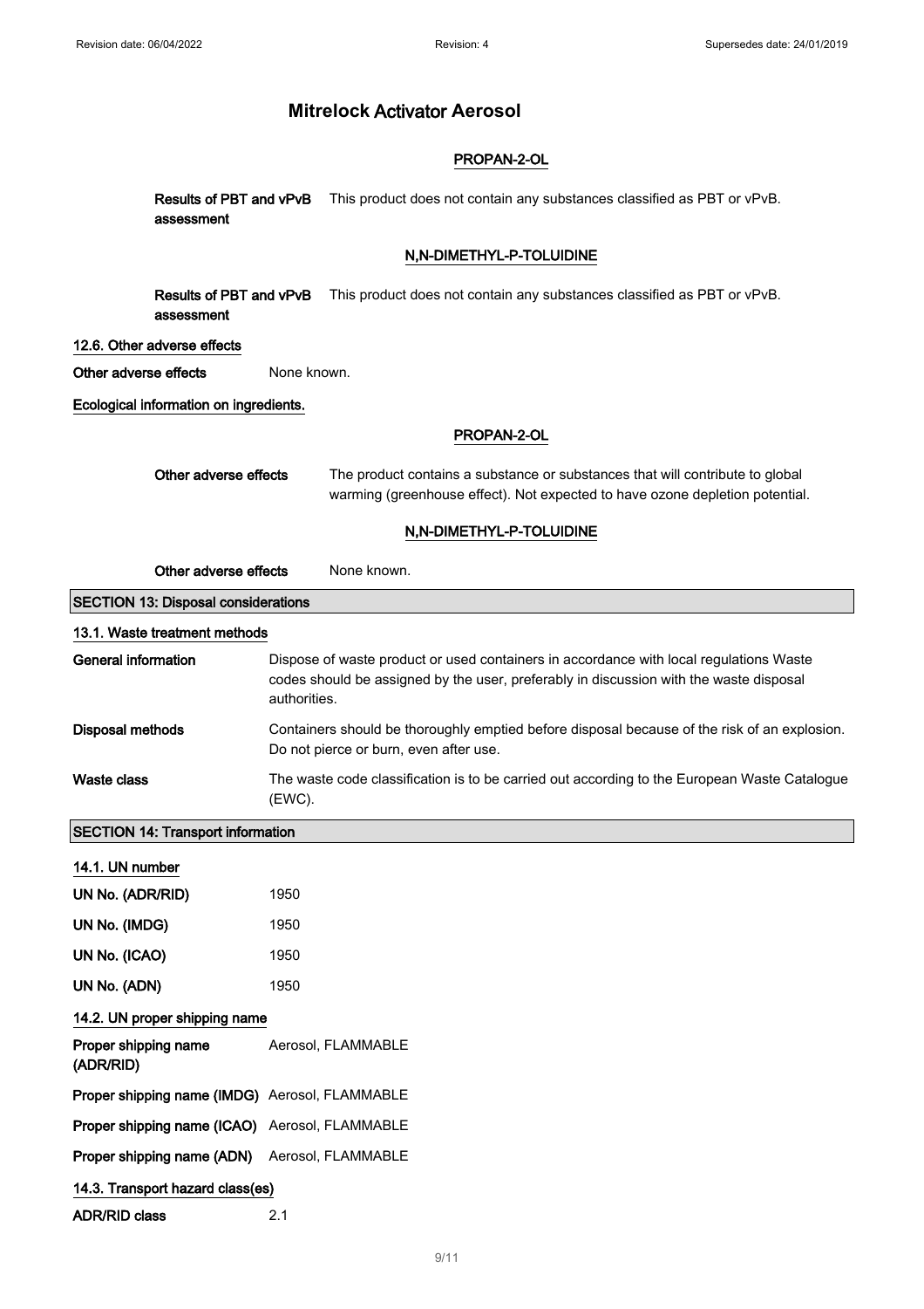# Mitrelock Activator Aerosol

**PROPAN-2-OL**

**Results of PBT and vPvB assessment** This product does not contain any substances classified as PBT or vPvB.

**N,N-DIMETHYL-P-TOLUIDINE**

**Results of PBT and vPvB assessment** This product does not contain any substances classified as PBT or vPvB.

**12.6. Other adverse effects**

**Other adverse effects** None known.

**Ecological information on ingredients.**

**PROPAN-2-OL**

**Other adverse effects** The product contains a substance or substances that will contribute to global warming (greenhouse effect). Not expected to have ozone depletion potential.

**N,N-DIMETHYL-P-TOLUIDINE**

**Other adverse effects** None known.

## SECTION 13: Disposal considerations

### 13.1. Waste treatment methods

**General information** Dispose of waste product or used containers in accordance with local regulations Waste codes should be assigned by the user, preferably in discussion with the waste disposal authorities.

**Disposal methods** Containers should be thoroughly emptied before disposal because of the risk of an explosion. Do not pierce or burn, even after use.

**Waste class** The waste code classification is to be carried out according to the European Waste Catalogue (EWC).

## SECTION 14: Transport information

### 14.1. UN number

**UN No. (ADR/RID)** 1950

**UN No. (IMDG)** 1950

**UN No. (ICAO)** 1950

**UN No. (ADN)** 1950

### 14.2. UN proper shipping name

**Proper shipping name (ADR/RID)** Aerosol, FLAMMABLE

**Proper shipping name (IMDG)** Aerosol, FLAMMABLE

**Proper shipping name (ICAO)** Aerosol, FLAMMABLE

**Proper shipping name (ADN)** Aerosol, FLAMMABLE

### 14.3. Transport hazard class(es)

**ADR/RID class** 2.1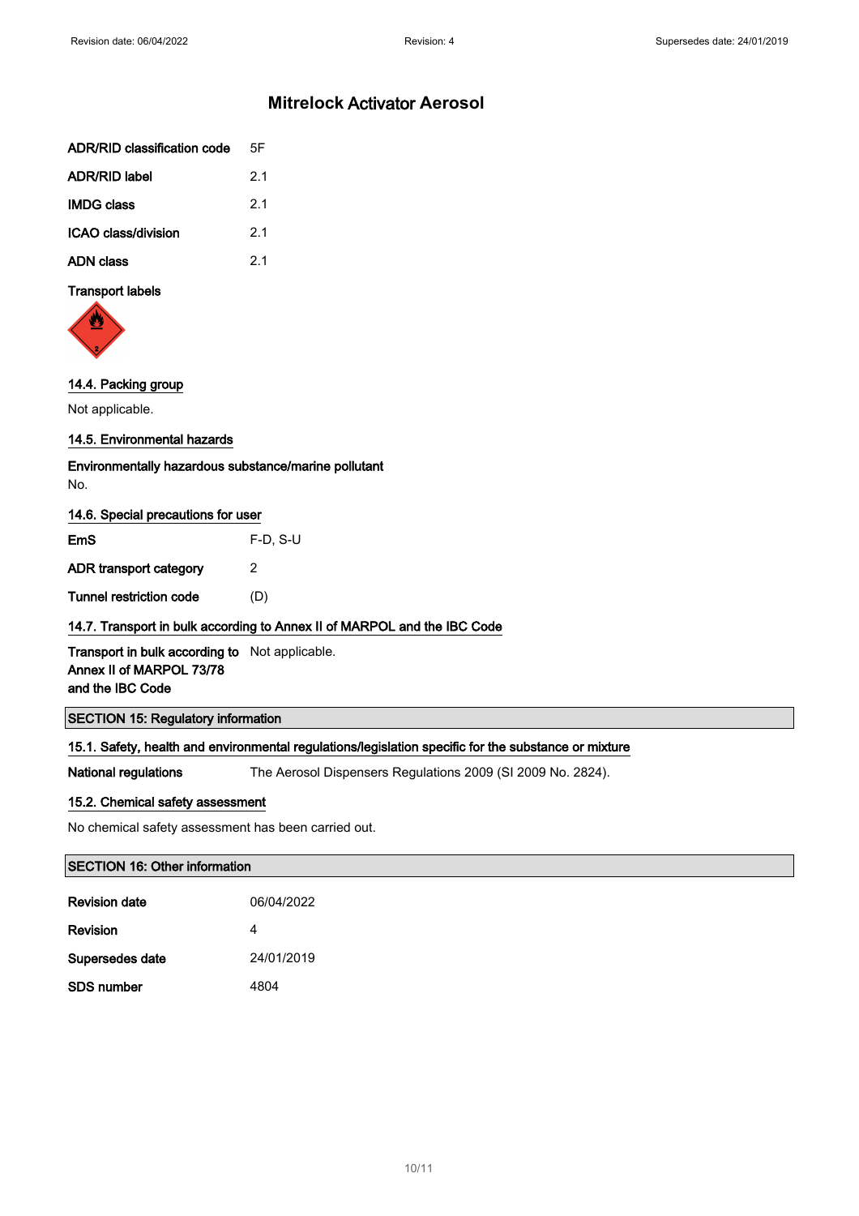# Mitrelock Activator Aerosol

| | |
|---|---|
| ADR/RID classification code | 5F |
| ADR/RID label | 2.1 |
| IMDG class | 2.1 |
| ICAO class/division | 2.1 |
| ADN class | 2.1 |

**Transport labels**

### 14.4. Packing group

Not applicable.

### 14.5. Environmental hazards

**Environmentally hazardous substance/marine pollutant**
No.

### 14.6. Special precautions for user

| | |
|---|---|
| EmS | F-D, S-U |
| ADR transport category | 2 |
| Tunnel restriction code | (D) |

### 14.7. Transport in bulk according to Annex II of MARPOL and the IBC Code

| | |
|---|---|
| Transport in bulk according to Annex II of MARPOL 73/78 and the IBC Code | Not applicable. |

## SECTION 15: Regulatory information

### 15.1. Safety, health and environmental regulations/legislation specific for the substance or mixture

| | |
|---|---|
| National regulations | The Aerosol Dispensers Regulations 2009 (SI 2009 No. 2824). |

### 15.2. Chemical safety assessment

No chemical safety assessment has been carried out.

## SECTION 16: Other information

| | |
|---|---|
| Revision date | 06/04/2022 |
| Revision | 4 |
| Supersedes date | 24/01/2019 |
| SDS number | 4804 |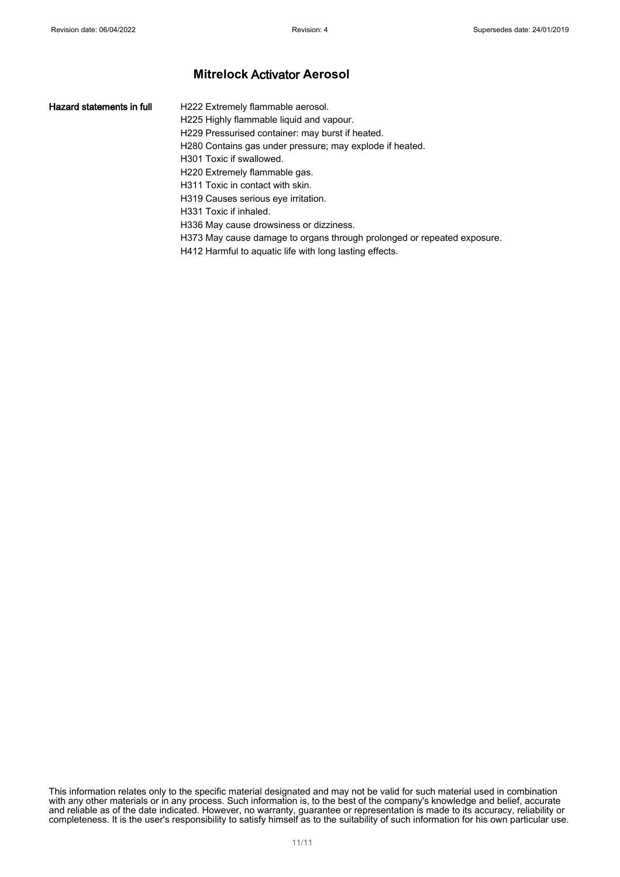# Mitrelock Activator Aerosol

**Hazard statements in full**

H222 Extremely flammable aerosol.
H225 Highly flammable liquid and vapour.
H229 Pressurised container: may burst if heated.
H280 Contains gas under pressure; may explode if heated.
H301 Toxic if swallowed.
H220 Extremely flammable gas.
H311 Toxic in contact with skin.
H319 Causes serious eye irritation.
H331 Toxic if inhaled.
H336 May cause drowsiness or dizziness.
H373 May cause damage to organs through prolonged or repeated exposure.
H412 Harmful to aquatic life with long lasting effects.

This information relates only to the specific material designated and may not be valid for such material used in combination with any other materials or in any process. Such information is, to the best of the company's knowledge and belief, accurate and reliable as of the date indicated. However, no warranty, guarantee or representation is made to its accuracy, reliability or completeness. It is the user's responsibility to satisfy himself as to the suitability of such information for his own particular use.